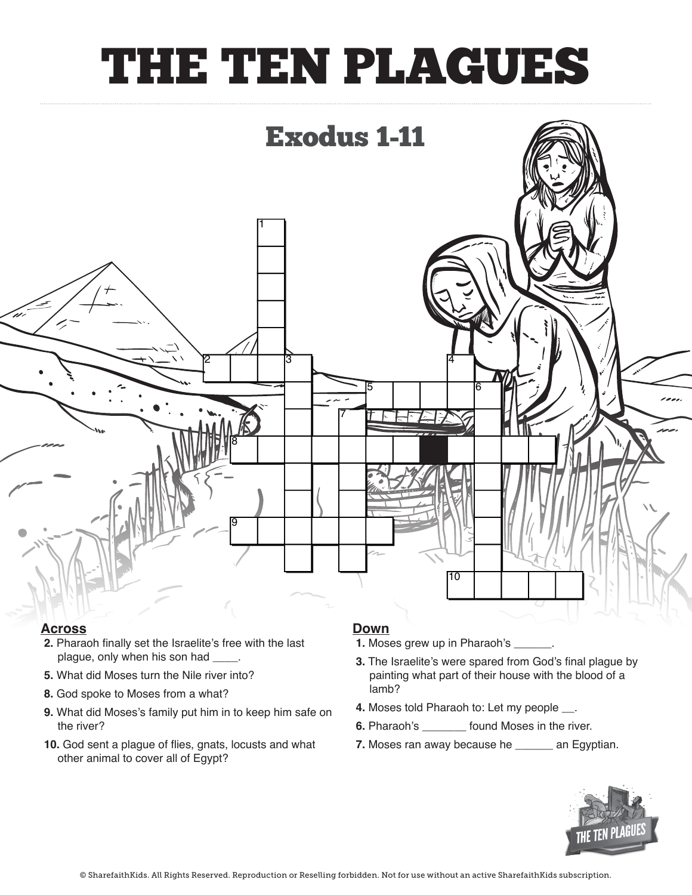# THE TEN PLAGUES

## Exodus 1-11

**Across**

**2.** Pharaoh finally set the Israelite's free with the last plague, only when his son had ____.

**5.** What did Moses turn the Nile river into?

**8.** God spoke to Moses from a what?

**9.** What did Moses's family put him in to keep him safe on the river?

**10.** God sent a plague of flies, gnats, locusts and what other animal to cover all of Egypt?

**Down**

**1.** Moses grew up in Pharaoh's ______.

**3.** The Israelite's were spared from God's final plague by painting what part of their house with the blood of a lamb?

**4.** Moses told Pharaoh to: Let my people __.

**6.** Pharaoh's _______ found Moses in the river.

**7.** Moses ran away because he ______ an Egyptian.

© SharefaithKids. All Rights Reserved. Reproduction or Reselling forbidden. Not for use without an active SharefaithKids subscription.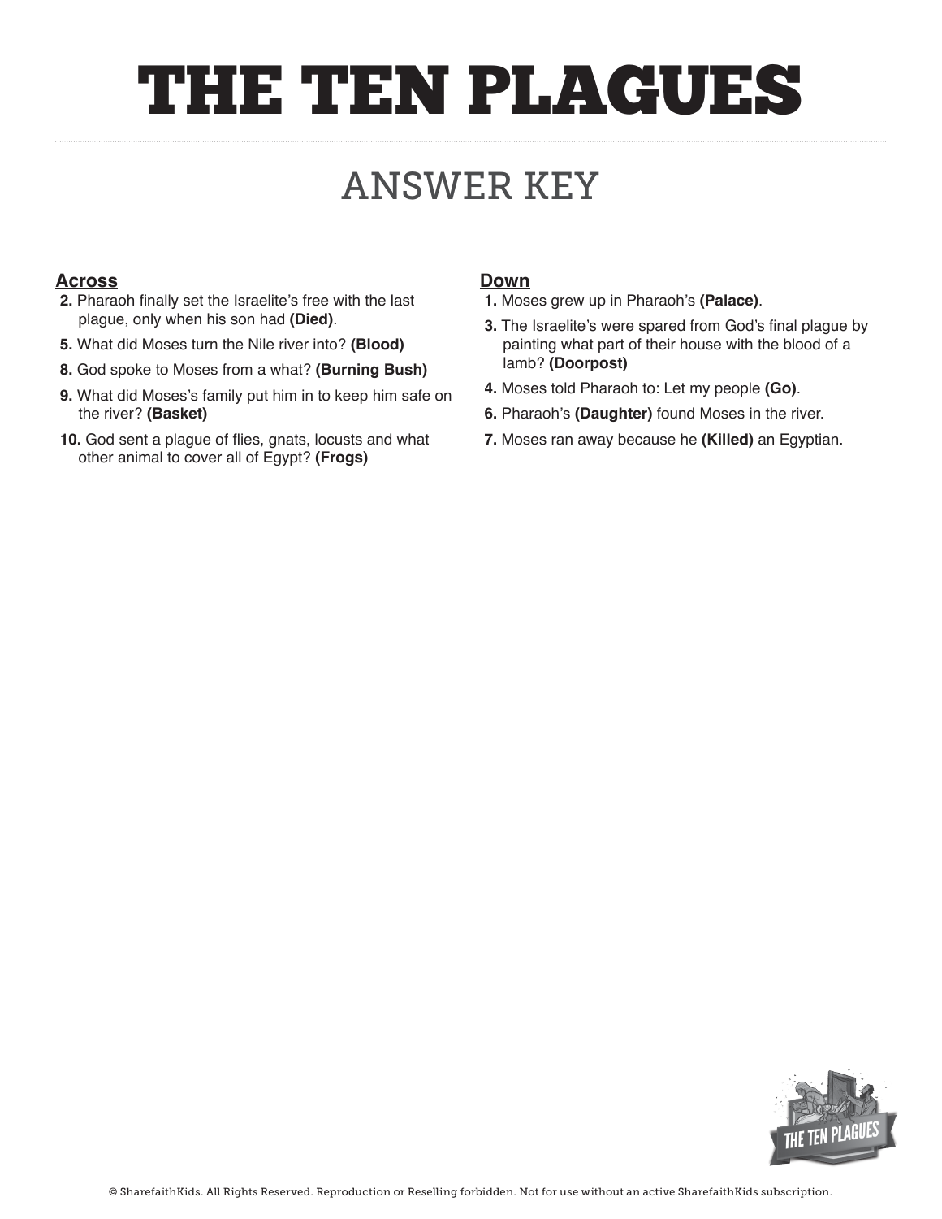# THE TEN PLAGUES

## ANSWER KEY

**Across**

**2.** Pharaoh finally set the Israelite's free with the last plague, only when his son had **(Died)**.

**5.** What did Moses turn the Nile river into? **(Blood)**

**8.** God spoke to Moses from a what? **(Burning Bush)**

**9.** What did Moses's family put him in to keep him safe on the river? **(Basket)**

**10.** God sent a plague of flies, gnats, locusts and what other animal to cover all of Egypt? **(Frogs)**

**Down**

**1.** Moses grew up in Pharaoh's **(Palace)**.

**3.** The Israelite's were spared from God's final plague by painting what part of their house with the blood of a lamb? **(Doorpost)**

**4.** Moses told Pharaoh to: Let my people **(Go)**.

**6.** Pharaoh's **(Daughter)** found Moses in the river.

**7.** Moses ran away because he **(Killed)** an Egyptian.

© SharefaithKids. All Rights Reserved. Reproduction or Reselling forbidden. Not for use without an active SharefaithKids subscription.